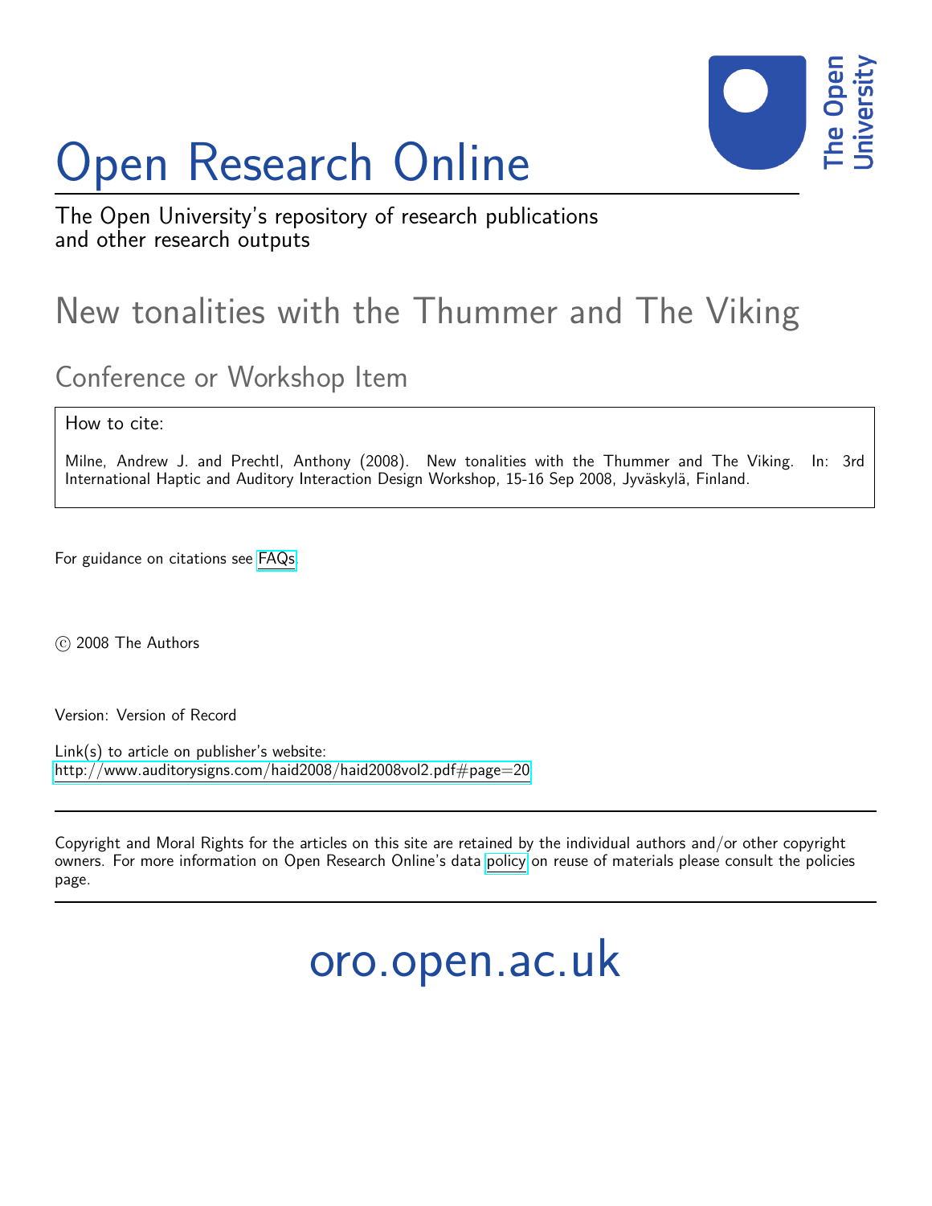# Open Research Online

The Open University's repository of research publications and other research outputs

## New tonalities with the Thummer and The Viking

### Conference or Workshop Item

How to cite:

Milne, Andrew J. and Prechtl, Anthony (2008). New tonalities with the Thummer and The Viking. In: 3rd International Haptic and Auditory Interaction Design Workshop, 15-16 Sep 2008, Jyväskylä, Finland.

For guidance on citations see FAQs.

© 2008 The Authors

Version: Version of Record

Link(s) to article on publisher's website:
http://www.auditorysigns.com/haid2008/haid2008vol2.pdf#page=20

Copyright and Moral Rights for the articles on this site are retained by the individual authors and/or other copyright owners. For more information on Open Research Online's data policy on reuse of materials please consult the policies page.

oro.open.ac.uk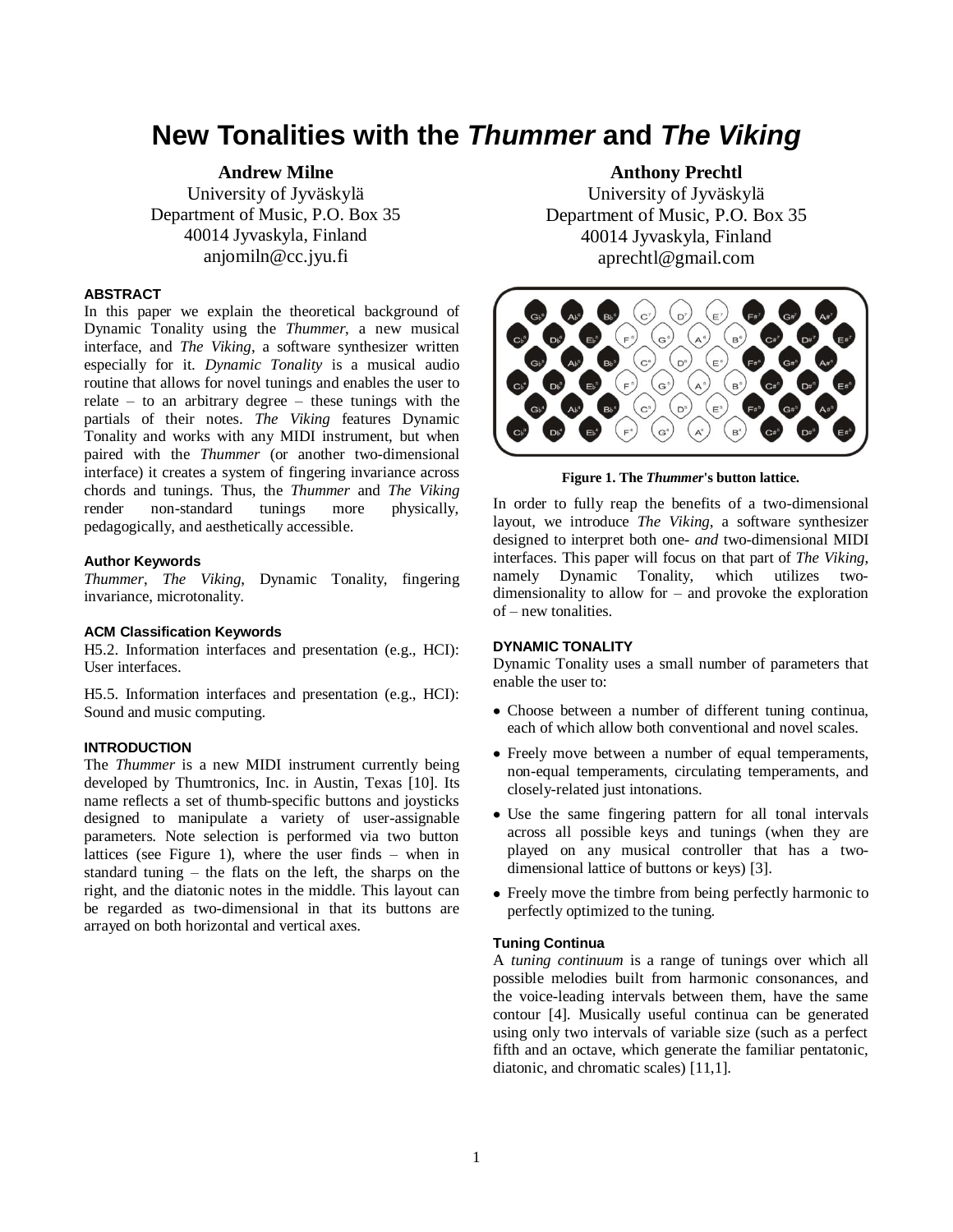# New Tonalities with the *Thummer* and *The Viking*

**Andrew Milne**
University of Jyväskylä
Department of Music, P.O. Box 35
40014 Jyvaskyla, Finland
anjomiln@cc.jyu.fi

**Anthony Prechtl**
University of Jyväskylä
Department of Music, P.O. Box 35
40014 Jyvaskyla, Finland
aprechtl@gmail.com

### ABSTRACT

In this paper we explain the theoretical background of Dynamic Tonality using the *Thummer*, a new musical interface, and *The Viking*, a software synthesizer written especially for it. *Dynamic Tonality* is a musical audio routine that allows for novel tunings and enables the user to relate – to an arbitrary degree – these tunings with the partials of their notes. *The Viking* features Dynamic Tonality and works with any MIDI instrument, but when paired with the *Thummer* (or another two-dimensional interface) it creates a system of fingering invariance across chords and tunings. Thus, the *Thummer* and *The Viking* render non-standard tunings more physically, pedagogically, and aesthetically accessible.

### Author Keywords

*Thummer*, *The Viking*, Dynamic Tonality, fingering invariance, microtonality.

### ACM Classification Keywords

H5.2. Information interfaces and presentation (e.g., HCI): User interfaces.

H5.5. Information interfaces and presentation (e.g., HCI): Sound and music computing.

### INTRODUCTION

The *Thummer* is a new MIDI instrument currently being developed by Thumtronics, Inc. in Austin, Texas [10]. Its name reflects a set of thumb-specific buttons and joysticks designed to manipulate a variety of user-assignable parameters. Note selection is performed via two button lattices (see Figure 1), where the user finds – when in standard tuning – the flats on the left, the sharps on the right, and the diatonic notes in the middle. This layout can be regarded as two-dimensional in that its buttons are arrayed on both horizontal and vertical axes.

**Figure 1. The *Thummer*'s button lattice.**

In order to fully reap the benefits of a two-dimensional layout, we introduce *The Viking*, a software synthesizer designed to interpret both one- *and* two-dimensional MIDI interfaces. This paper will focus on that part of *The Viking*, namely Dynamic Tonality, which utilizes two-dimensionality to allow for – and provoke the exploration of – new tonalities.

### DYNAMIC TONALITY

Dynamic Tonality uses a small number of parameters that enable the user to:

- Choose between a number of different tuning continua, each of which allow both conventional and novel scales.
- Freely move between a number of equal temperaments, non-equal temperaments, circulating temperaments, and closely-related just intonations.
- Use the same fingering pattern for all tonal intervals across all possible keys and tunings (when they are played on any musical controller that has a two-dimensional lattice of buttons or keys) [3].
- Freely move the timbre from being perfectly harmonic to perfectly optimized to the tuning.

#### Tuning Continua

A *tuning continuum* is a range of tunings over which all possible melodies built from harmonic consonances, and the voice-leading intervals between them, have the same contour [4]. Musically useful continua can be generated using only two intervals of variable size (such as a perfect fifth and an octave, which generate the familiar pentatonic, diatonic, and chromatic scales) [11,1].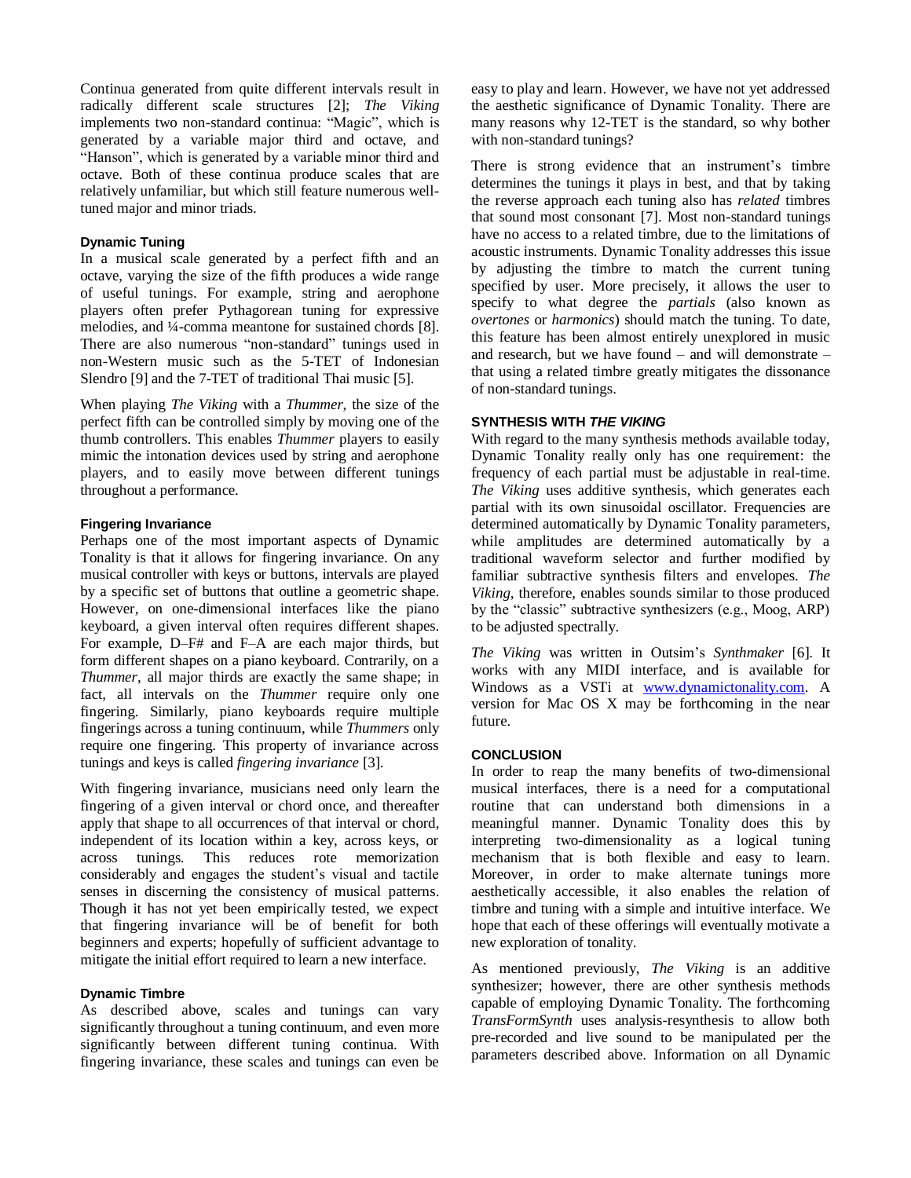Continua generated from quite different intervals result in radically different scale structures [2]; *The Viking* implements two non-standard continua: "Magic", which is generated by a variable major third and octave, and "Hanson", which is generated by a variable minor third and octave. Both of these continua produce scales that are relatively unfamiliar, but which still feature numerous well-tuned major and minor triads.

### Dynamic Tuning

In a musical scale generated by a perfect fifth and an octave, varying the size of the fifth produces a wide range of useful tunings. For example, string and aerophone players often prefer Pythagorean tuning for expressive melodies, and ¼-comma meantone for sustained chords [8]. There are also numerous "non-standard" tunings used in non-Western music such as the 5-TET of Indonesian Slendro [9] and the 7-TET of traditional Thai music [5].

When playing *The Viking* with a *Thummer*, the size of the perfect fifth can be controlled simply by moving one of the thumb controllers. This enables *Thummer* players to easily mimic the intonation devices used by string and aerophone players, and to easily move between different tunings throughout a performance.

### Fingering Invariance

Perhaps one of the most important aspects of Dynamic Tonality is that it allows for fingering invariance. On any musical controller with keys or buttons, intervals are played by a specific set of buttons that outline a geometric shape. However, on one-dimensional interfaces like the piano keyboard, a given interval often requires different shapes. For example, D–F# and F–A are each major thirds, but form different shapes on a piano keyboard. Contrarily, on a *Thummer*, all major thirds are exactly the same shape; in fact, all intervals on the *Thummer* require only one fingering. Similarly, piano keyboards require multiple fingerings across a tuning continuum, while *Thummers* only require one fingering. This property of invariance across tunings and keys is called *fingering invariance* [3].

With fingering invariance, musicians need only learn the fingering of a given interval or chord once, and thereafter apply that shape to all occurrences of that interval or chord, independent of its location within a key, across keys, or across tunings. This reduces rote memorization considerably and engages the student's visual and tactile senses in discerning the consistency of musical patterns. Though it has not yet been empirically tested, we expect that fingering invariance will be of benefit for both beginners and experts; hopefully of sufficient advantage to mitigate the initial effort required to learn a new interface.

### Dynamic Timbre

As described above, scales and tunings can vary significantly throughout a tuning continuum, and even more significantly between different tuning continua. With fingering invariance, these scales and tunings can even be easy to play and learn. However, we have not yet addressed the aesthetic significance of Dynamic Tonality. There are many reasons why 12-TET is the standard, so why bother with non-standard tunings?

There is strong evidence that an instrument's timbre determines the tunings it plays in best, and that by taking the reverse approach each tuning also has *related* timbres that sound most consonant [7]. Most non-standard tunings have no access to a related timbre, due to the limitations of acoustic instruments. Dynamic Tonality addresses this issue by adjusting the timbre to match the current tuning specified by user. More precisely, it allows the user to specify to what degree the *partials* (also known as *overtones* or *harmonics*) should match the tuning. To date, this feature has been almost entirely unexplored in music and research, but we have found – and will demonstrate – that using a related timbre greatly mitigates the dissonance of non-standard tunings.

## SYNTHESIS WITH *THE VIKING*

With regard to the many synthesis methods available today, Dynamic Tonality really only has one requirement: the frequency of each partial must be adjustable in real-time. *The Viking* uses additive synthesis, which generates each partial with its own sinusoidal oscillator. Frequencies are determined automatically by Dynamic Tonality parameters, while amplitudes are determined automatically by a traditional waveform selector and further modified by familiar subtractive synthesis filters and envelopes. *The Viking*, therefore, enables sounds similar to those produced by the "classic" subtractive synthesizers (e.g., Moog, ARP) to be adjusted spectrally.

*The Viking* was written in Outsim's *Synthmaker* [6]. It works with any MIDI interface, and is available for Windows as a VSTi at www.dynamictonality.com. A version for Mac OS X may be forthcoming in the near future.

## CONCLUSION

In order to reap the many benefits of two-dimensional musical interfaces, there is a need for a computational routine that can understand both dimensions in a meaningful manner. Dynamic Tonality does this by interpreting two-dimensionality as a logical tuning mechanism that is both flexible and easy to learn. Moreover, in order to make alternate tunings more aesthetically accessible, it also enables the relation of timbre and tuning with a simple and intuitive interface. We hope that each of these offerings will eventually motivate a new exploration of tonality.

As mentioned previously, *The Viking* is an additive synthesizer; however, there are other synthesis methods capable of employing Dynamic Tonality. The forthcoming *TransFormSynth* uses analysis-resynthesis to allow both pre-recorded and live sound to be manipulated per the parameters described above. Information on all Dynamic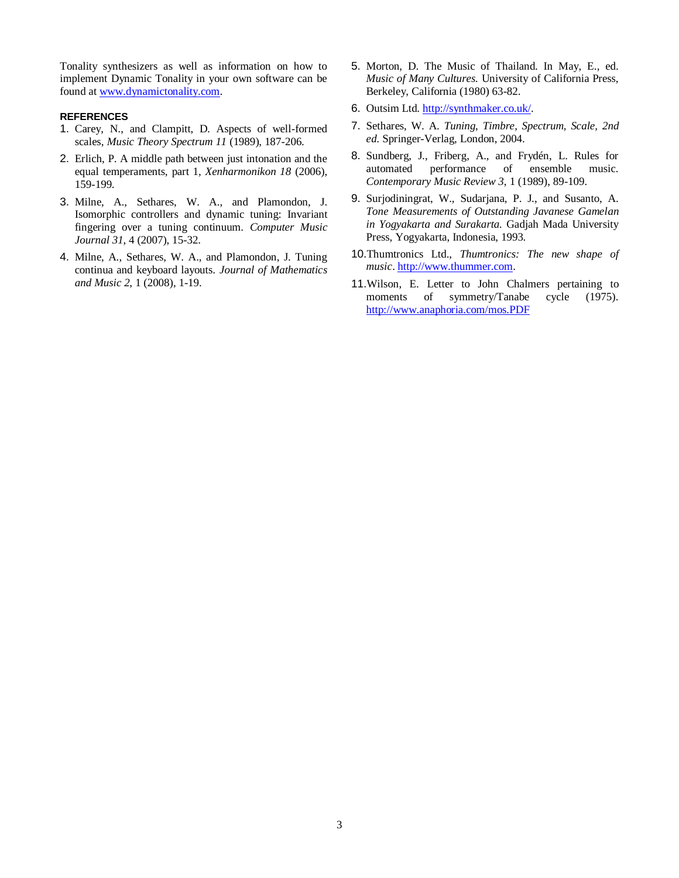Tonality synthesizers as well as information on how to implement Dynamic Tonality in your own software can be found at www.dynamictonality.com.

## REFERENCES

1. Carey, N., and Clampitt, D. Aspects of well-formed scales, *Music Theory Spectrum 11* (1989), 187-206.
2. Erlich, P. A middle path between just intonation and the equal temperaments, part 1, *Xenharmonikon 18* (2006), 159-199.
3. Milne, A., Sethares, W. A., and Plamondon, J. Isomorphic controllers and dynamic tuning: Invariant fingering over a tuning continuum. *Computer Music Journal 31*, 4 (2007), 15-32.
4. Milne, A., Sethares, W. A., and Plamondon, J. Tuning continua and keyboard layouts. *Journal of Mathematics and Music 2*, 1 (2008), 1-19.
5. Morton, D. The Music of Thailand. In May, E., ed. *Music of Many Cultures.* University of California Press, Berkeley, California (1980) 63-82.
6. Outsim Ltd. http://synthmaker.co.uk/.
7. Sethares, W. A. *Tuning, Timbre, Spectrum, Scale, 2nd ed.* Springer-Verlag, London, 2004.
8. Sundberg, J., Friberg, A., and Frydén, L. Rules for automated performance of ensemble music. *Contemporary Music Review 3*, 1 (1989), 89-109.
9. Surjodiningrat, W., Sudarjana, P. J., and Susanto, A. *Tone Measurements of Outstanding Javanese Gamelan in Yogyakarta and Surakarta.* Gadjah Mada University Press, Yogyakarta, Indonesia, 1993.
10. Thumtronics Ltd., *Thumtronics: The new shape of music*. http://www.thummer.com.
11. Wilson, E. Letter to John Chalmers pertaining to moments of symmetry/Tanabe cycle (1975). http://www.anaphoria.com/mos.PDF